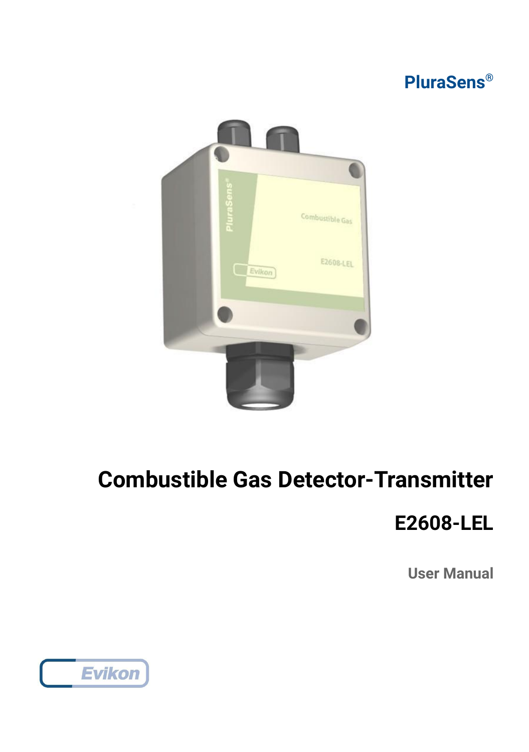PluraSens®

# Combustible Gas Detector-Transmitter

## E2608-LEL

User Manual

Evikon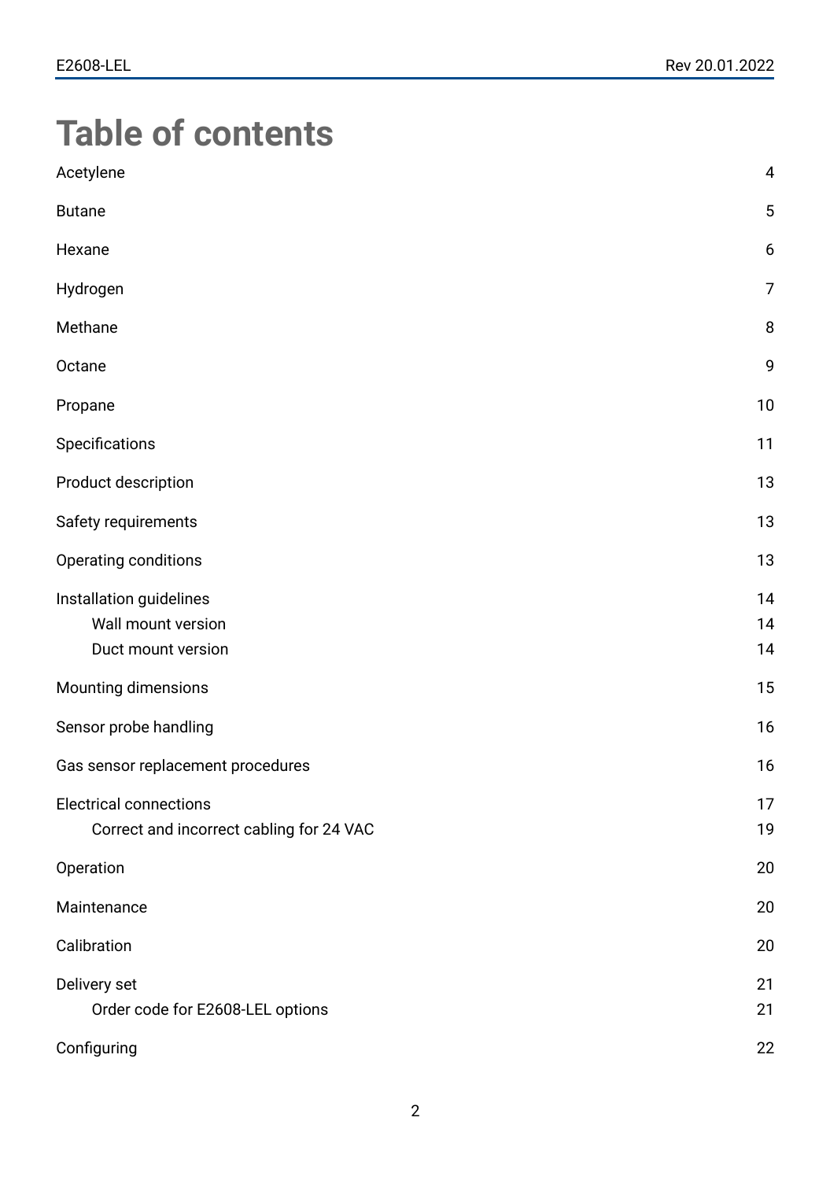# Table of contents

| | |
|---|---|
| Acetylene | 4 |
| Butane | 5 |
| Hexane | 6 |
| Hydrogen | 7 |
| Methane | 8 |
| Octane | 9 |
| Propane | 10 |
| Specifications | 11 |
| Product description | 13 |
| Safety requirements | 13 |
| Operating conditions | 13 |
| Installation guidelines | 14 |
| &nbsp;&nbsp;&nbsp;&nbsp;Wall mount version | 14 |
| &nbsp;&nbsp;&nbsp;&nbsp;Duct mount version | 14 |
| Mounting dimensions | 15 |
| Sensor probe handling | 16 |
| Gas sensor replacement procedures | 16 |
| Electrical connections | 17 |
| &nbsp;&nbsp;&nbsp;&nbsp;Correct and incorrect cabling for 24 VAC | 19 |
| Operation | 20 |
| Maintenance | 20 |
| Calibration | 20 |
| Delivery set | 21 |
| &nbsp;&nbsp;&nbsp;&nbsp;Order code for E2608-LEL options | 21 |
| Configuring | 22 |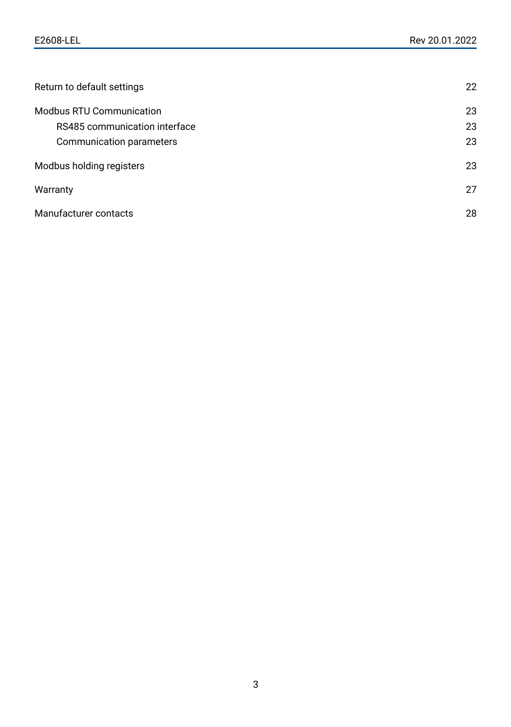| | |
|---|---|
| Return to default settings | 22 |
| Modbus RTU Communication | 23 |
|     RS485 communication interface | 23 |
|     Communication parameters | 23 |
| Modbus holding registers | 23 |
| Warranty | 27 |
| Manufacturer contacts | 28 |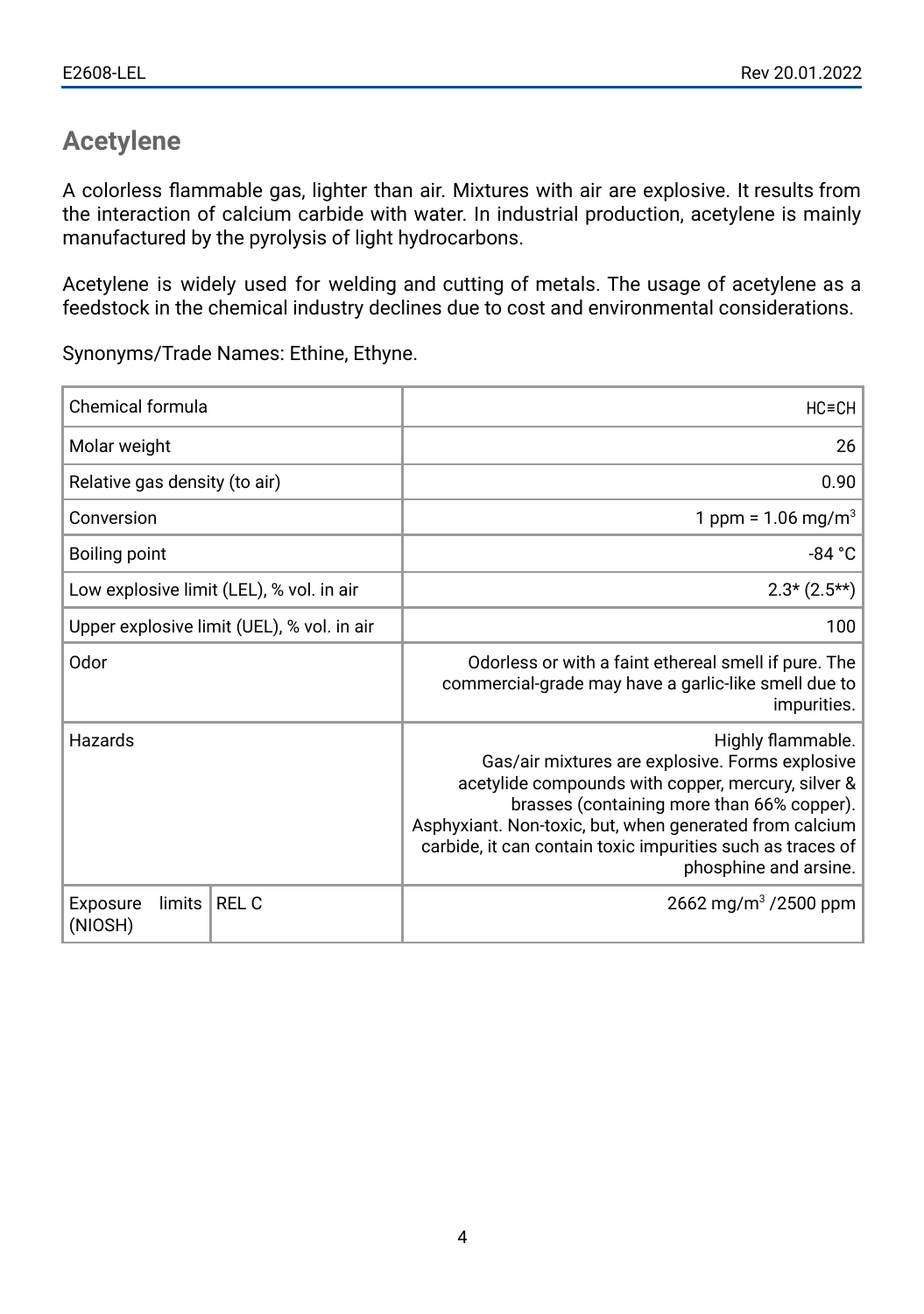## Acetylene

A colorless flammable gas, lighter than air. Mixtures with air are explosive. It results from the interaction of calcium carbide with water. In industrial production, acetylene is mainly manufactured by the pyrolysis of light hydrocarbons.

Acetylene is widely used for welding and cutting of metals. The usage of acetylene as a feedstock in the chemical industry declines due to cost and environmental considerations.

Synonyms/Trade Names: Ethine, Ethyne.

| | | |
|---|---|---|
| Chemical formula | | HC≡CH |
| Molar weight | | 26 |
| Relative gas density (to air) | | 0.90 |
| Conversion | | 1 ppm = 1.06 mg/m$^3$ |
| Boiling point | | -84 °C |
| Low explosive limit (LEL), % vol. in air | | 2.3* (2.5**) |
| Upper explosive limit (UEL), % vol. in air | | 100 |
| Odor | | Odorless or with a faint ethereal smell if pure. The commercial-grade may have a garlic-like smell due to impurities. |
| Hazards | | Highly flammable. Gas/air mixtures are explosive. Forms explosive acetylide compounds with copper, mercury, silver & brasses (containing more than 66% copper). Asphyxiant. Non-toxic, but, when generated from calcium carbide, it can contain toxic impurities such as traces of phosphine and arsine. |
| Exposure limits (NIOSH) | REL C | 2662 mg/m$^3$ /2500 ppm |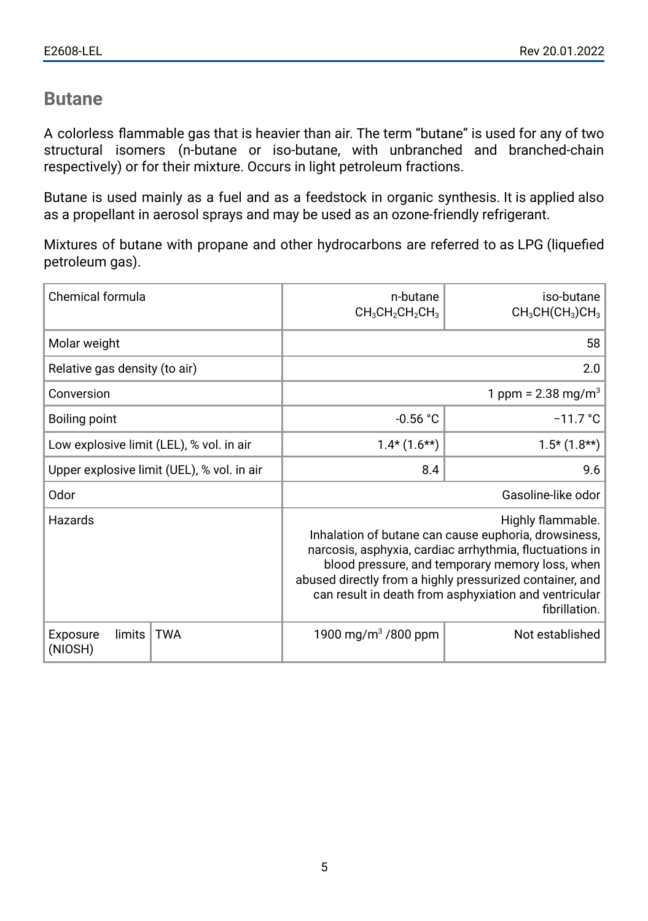## Butane

A colorless flammable gas that is heavier than air. The term "butane" is used for any of two structural isomers (n-butane or iso-butane, with unbranched and branched-chain respectively) or for their mixture. Occurs in light petroleum fractions.

Butane is used mainly as a fuel and as a feedstock in organic synthesis. It is applied also as a propellant in aerosol sprays and may be used as an ozone-friendly refrigerant.

Mixtures of butane with propane and other hydrocarbons are referred to as LPG (liquefied petroleum gas).

| Chemical formula | | n-butane $CH_3CH_2CH_2CH_3$ | iso-butane $CH_3CH(CH_3)CH_3$ |
|---|---|---|---|
| Molar weight | | 58 | |
| Relative gas density (to air) | | 2.0 | |
| Conversion | | 1 ppm = 2.38 mg/m$^3$ | |
| Boiling point | | -0.56 °C | −11.7 °C |
| Low explosive limit (LEL), % vol. in air | | 1.4* (1.6**) | 1.5* (1.8**) |
| Upper explosive limit (UEL), % vol. in air | | 8.4 | 9.6 |
| Odor | | Gasoline-like odor | |
| Hazards | | Highly flammable. Inhalation of butane can cause euphoria, drowsiness, narcosis, asphyxia, cardiac arrhythmia, fluctuations in blood pressure, and temporary memory loss, when abused directly from a highly pressurized container, and can result in death from asphyxiation and ventricular fibrillation. | |
| Exposure limits (NIOSH) | TWA | 1900 mg/m$^3$ /800 ppm | Not established |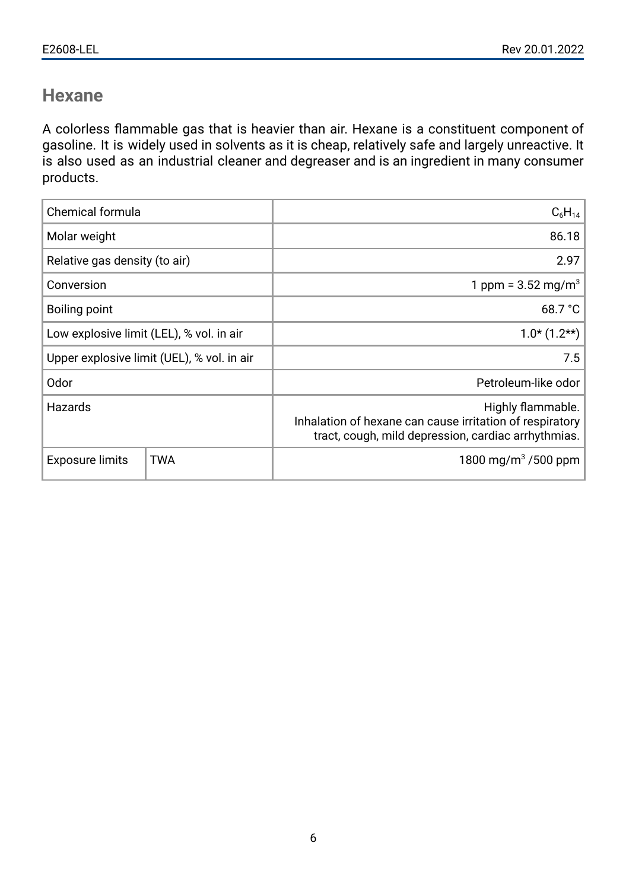## Hexane

A colorless flammable gas that is heavier than air. Hexane is a constituent component of gasoline. It is widely used in solvents as it is cheap, relatively safe and largely unreactive. It is also used as an industrial cleaner and degreaser and is an ingredient in many consumer products.

| Chemical formula | | $C_6H_{14}$ |
|---|---|---|
| Molar weight | | 86.18 |
| Relative gas density (to air) | | 2.97 |
| Conversion | | 1 ppm = 3.52 mg/m$^3$ |
| Boiling point | | 68.7 °C |
| Low explosive limit (LEL), % vol. in air | | 1.0* (1.2**) |
| Upper explosive limit (UEL), % vol. in air | | 7.5 |
| Odor | | Petroleum-like odor |
| Hazards | | Highly flammable. Inhalation of hexane can cause irritation of respiratory tract, cough, mild depression, cardiac arrhythmias. |
| Exposure limits | TWA | 1800 mg/m$^3$ /500 ppm |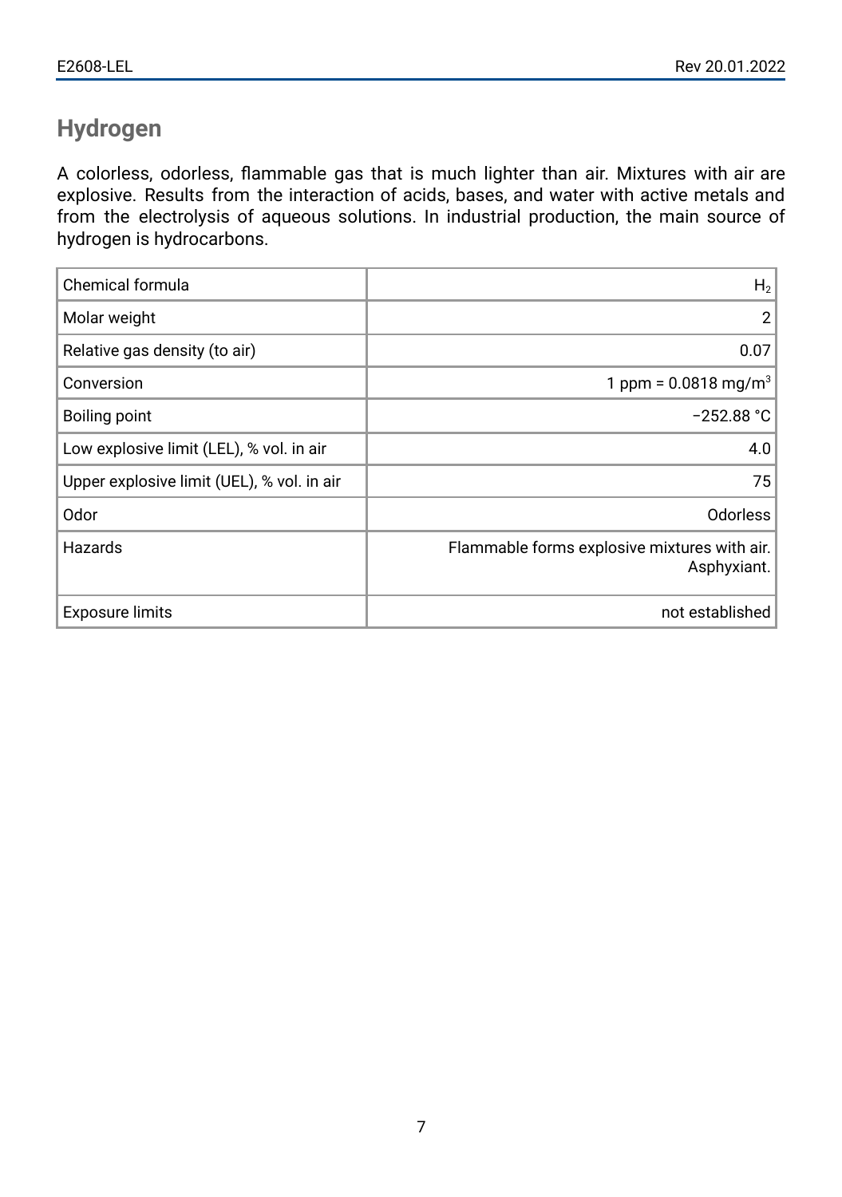## Hydrogen

A colorless, odorless, flammable gas that is much lighter than air. Mixtures with air are explosive. Results from the interaction of acids, bases, and water with active metals and from the electrolysis of aqueous solutions. In industrial production, the main source of hydrogen is hydrocarbons.

| | |
|---|---:|
| Chemical formula | $H_2$ |
| Molar weight | 2 |
| Relative gas density (to air) | 0.07 |
| Conversion | 1 ppm = 0.0818 mg/m$^3$ |
| Boiling point | −252.88 °C |
| Low explosive limit (LEL), % vol. in air | 4.0 |
| Upper explosive limit (UEL), % vol. in air | 75 |
| Odor | Odorless |
| Hazards | Flammable forms explosive mixtures with air. Asphyxiant. |
| Exposure limits | not established |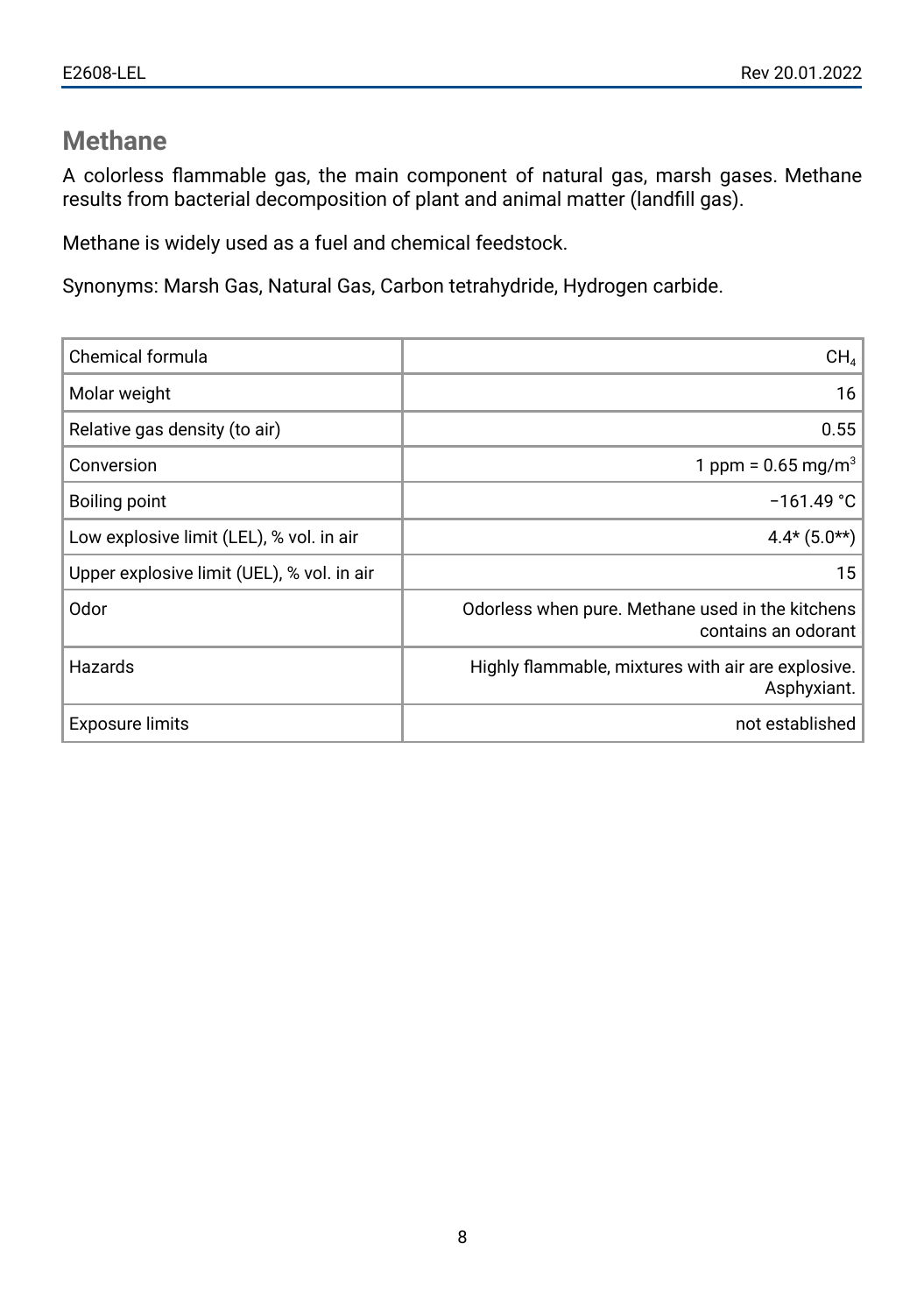## Methane

A colorless flammable gas, the main component of natural gas, marsh gases. Methane results from bacterial decomposition of plant and animal matter (landfill gas).

Methane is widely used as a fuel and chemical feedstock.

Synonyms: Marsh Gas, Natural Gas, Carbon tetrahydride, Hydrogen carbide.

| | |
|---|---|
| Chemical formula | $CH_4$ |
| Molar weight | 16 |
| Relative gas density (to air) | 0.55 |
| Conversion | 1 ppm = 0.65 mg/m$^3$ |
| Boiling point | −161.49 °C |
| Low explosive limit (LEL), % vol. in air | 4.4* (5.0**) |
| Upper explosive limit (UEL), % vol. in air | 15 |
| Odor | Odorless when pure. Methane used in the kitchens contains an odorant |
| Hazards | Highly flammable, mixtures with air are explosive. Asphyxiant. |
| Exposure limits | not established |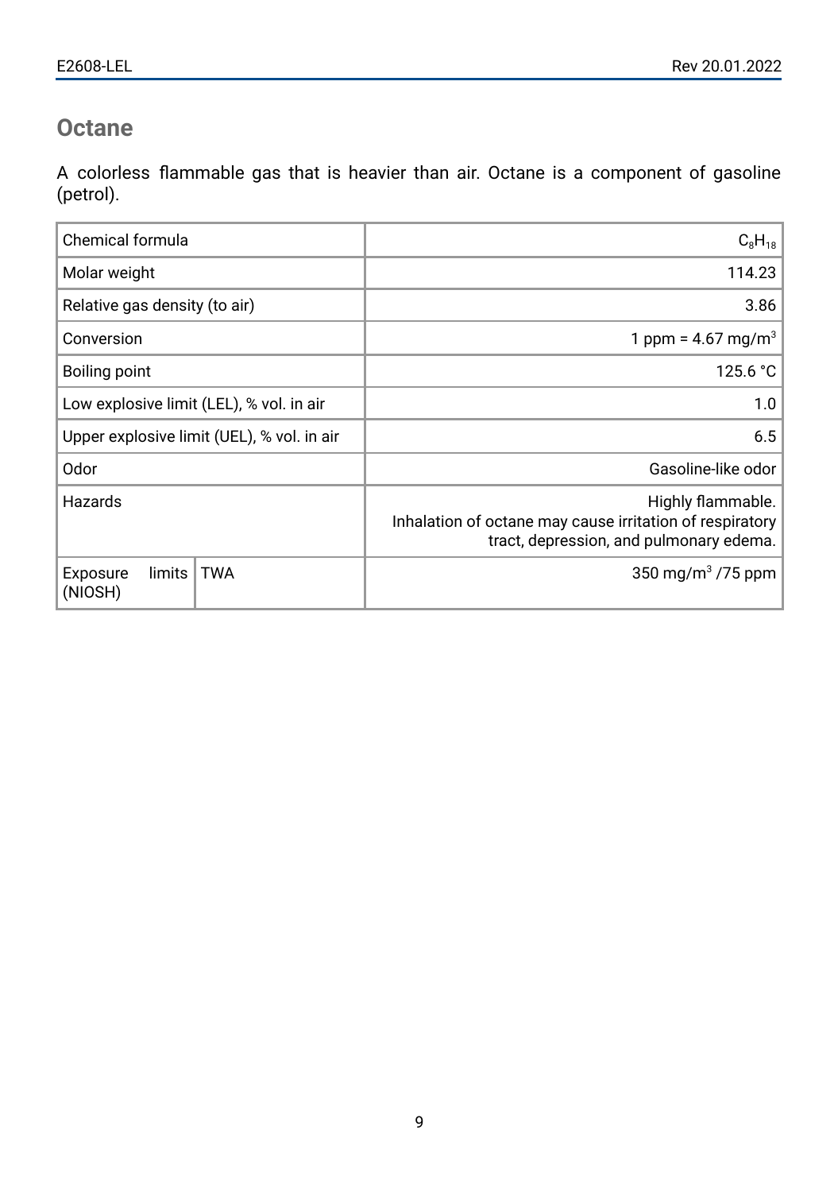## Octane

A colorless flammable gas that is heavier than air. Octane is a component of gasoline (petrol).

| | | |
|---|---|---|
| Chemical formula | | $C_8H_{18}$ |
| Molar weight | | 114.23 |
| Relative gas density (to air) | | 3.86 |
| Conversion | | 1 ppm = 4.67 mg/m$^3$ |
| Boiling point | | 125.6 °C |
| Low explosive limit (LEL), % vol. in air | | 1.0 |
| Upper explosive limit (UEL), % vol. in air | | 6.5 |
| Odor | | Gasoline-like odor |
| Hazards | | Highly flammable. Inhalation of octane may cause irritation of respiratory tract, depression, and pulmonary edema. |
| Exposure limits (NIOSH) | TWA | 350 mg/m$^3$ /75 ppm |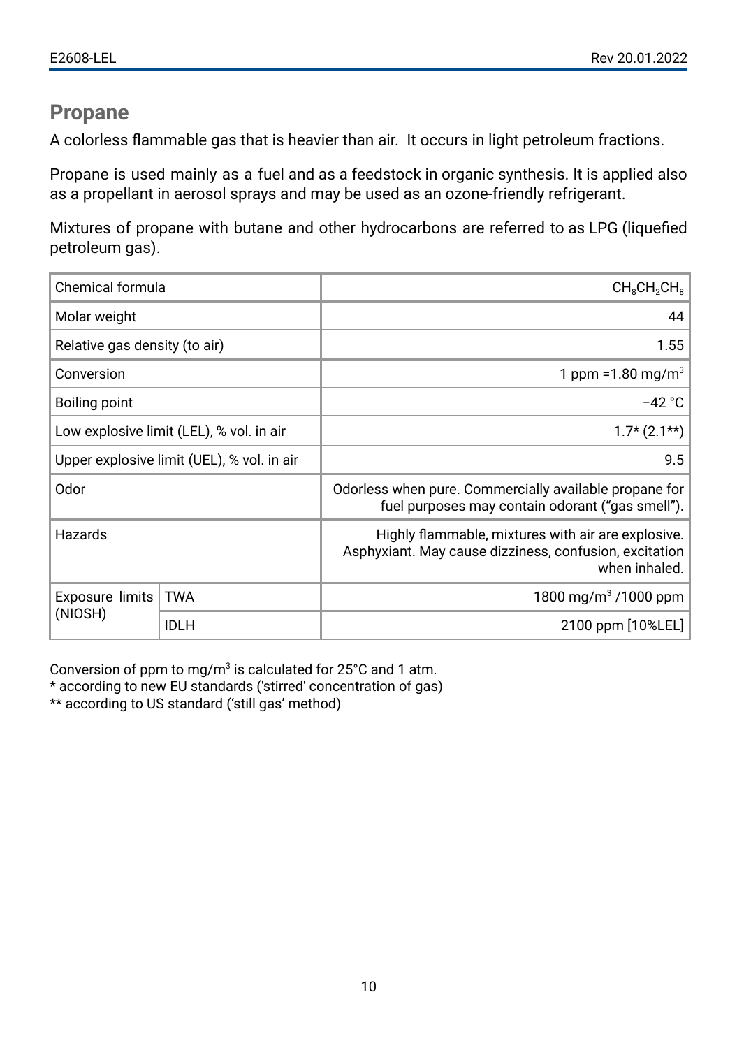## Propane

A colorless flammable gas that is heavier than air. It occurs in light petroleum fractions.

Propane is used mainly as a fuel and as a feedstock in organic synthesis. It is applied also as a propellant in aerosol sprays and may be used as an ozone-friendly refrigerant.

Mixtures of propane with butane and other hydrocarbons are referred to as LPG (liquefied petroleum gas).

| | | |
|---|---|---|
| Chemical formula | | $CH_8CH_2CH_8$ |
| Molar weight | | 44 |
| Relative gas density (to air) | | 1.55 |
| Conversion | | 1 ppm =1.80 mg/m$^3$ |
| Boiling point | | −42 °C |
| Low explosive limit (LEL), % vol. in air | | 1.7* (2.1**) |
| Upper explosive limit (UEL), % vol. in air | | 9.5 |
| Odor | | Odorless when pure. Commercially available propane for fuel purposes may contain odorant ("gas smell"). |
| Hazards | | Highly flammable, mixtures with air are explosive. Asphyxiant. May cause dizziness, confusion, excitation when inhaled. |
| Exposure limits (NIOSH) | TWA | 1800 mg/m$^3$ /1000 ppm |
| | IDLH | 2100 ppm [10%LEL] |

Conversion of ppm to mg/m$^3$ is calculated for 25°C and 1 atm.
* according to new EU standards ('stirred' concentration of gas)
** according to US standard ('still gas' method)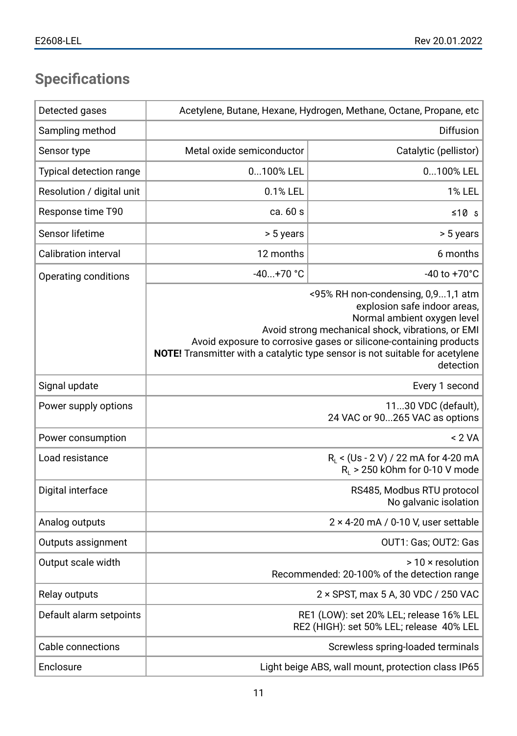## Specifications

| | | |
|---|---|---|
| Detected gases | Acetylene, Butane, Hexane, Hydrogen, Methane, Octane, Propane, etc | |
| Sampling method | Diffusion | |
| Sensor type | Metal oxide semiconductor | Catalytic (pellistor) |
| Typical detection range | 0...100% LEL | 0...100% LEL |
| Resolution / digital unit | 0.1% LEL | 1% LEL |
| Response time T90 | ca. 60 s | ≤10 s |
| Sensor lifetime | > 5 years | > 5 years |
| Calibration interval | 12 months | 6 months |
| Operating conditions | -40...+70 °C | -40 to +70°C |
| | <95% RH non-condensing, 0,9...1,1 atm<br>explosion safe indoor areas,<br>Normal ambient oxygen level<br>Avoid strong mechanical shock, vibrations, or EMI<br>Avoid exposure to corrosive gases or silicone-containing products<br>**NOTE!** Transmitter with a catalytic type sensor is not suitable for acetylene detection | |
| Signal update | Every 1 second | |
| Power supply options | 11...30 VDC (default),<br>24 VAC or 90...265 VAC as options | |
| Power consumption | < 2 VA | |
| Load resistance | $R_L$ < (Us - 2 V) / 22 mA for 4-20 mA<br>$R_L$ > 250 kOhm for 0-10 V mode | |
| Digital interface | RS485, Modbus RTU protocol<br>No galvanic isolation | |
| Analog outputs | 2 × 4-20 mA / 0-10 V, user settable | |
| Outputs assignment | OUT1: Gas; OUT2: Gas | |
| Output scale width | > 10 × resolution<br>Recommended: 20-100% of the detection range | |
| Relay outputs | 2 × SPST, max 5 A, 30 VDC / 250 VAC | |
| Default alarm setpoints | RE1 (LOW): set 20% LEL; release 16% LEL<br>RE2 (HIGH): set 50% LEL; release 40% LEL | |
| Cable connections | Screwless spring-loaded terminals | |
| Enclosure | Light beige ABS, wall mount, protection class IP65 | |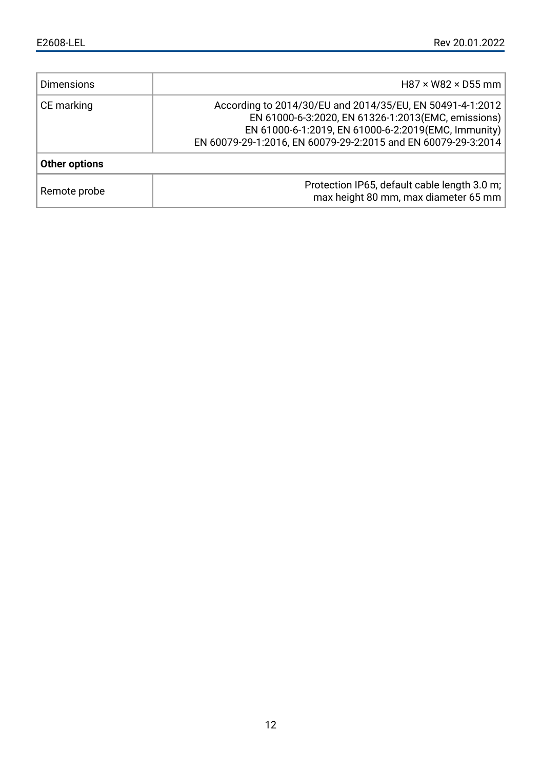| | |
|---|---|
| Dimensions | H87 × W82 × D55 mm |
| CE marking | According to 2014/30/EU and 2014/35/EU, EN 50491-4-1:2012 EN 61000-6-3:2020, EN 61326-1:2013(EMC, emissions) EN 61000-6-1:2019, EN 61000-6-2:2019(EMC, Immunity) EN 60079-29-1:2016, EN 60079-29-2:2015 and EN 60079-29-3:2014 |
| **Other options** | |
| Remote probe | Protection IP65, default cable length 3.0 m; max height 80 mm, max diameter 65 mm |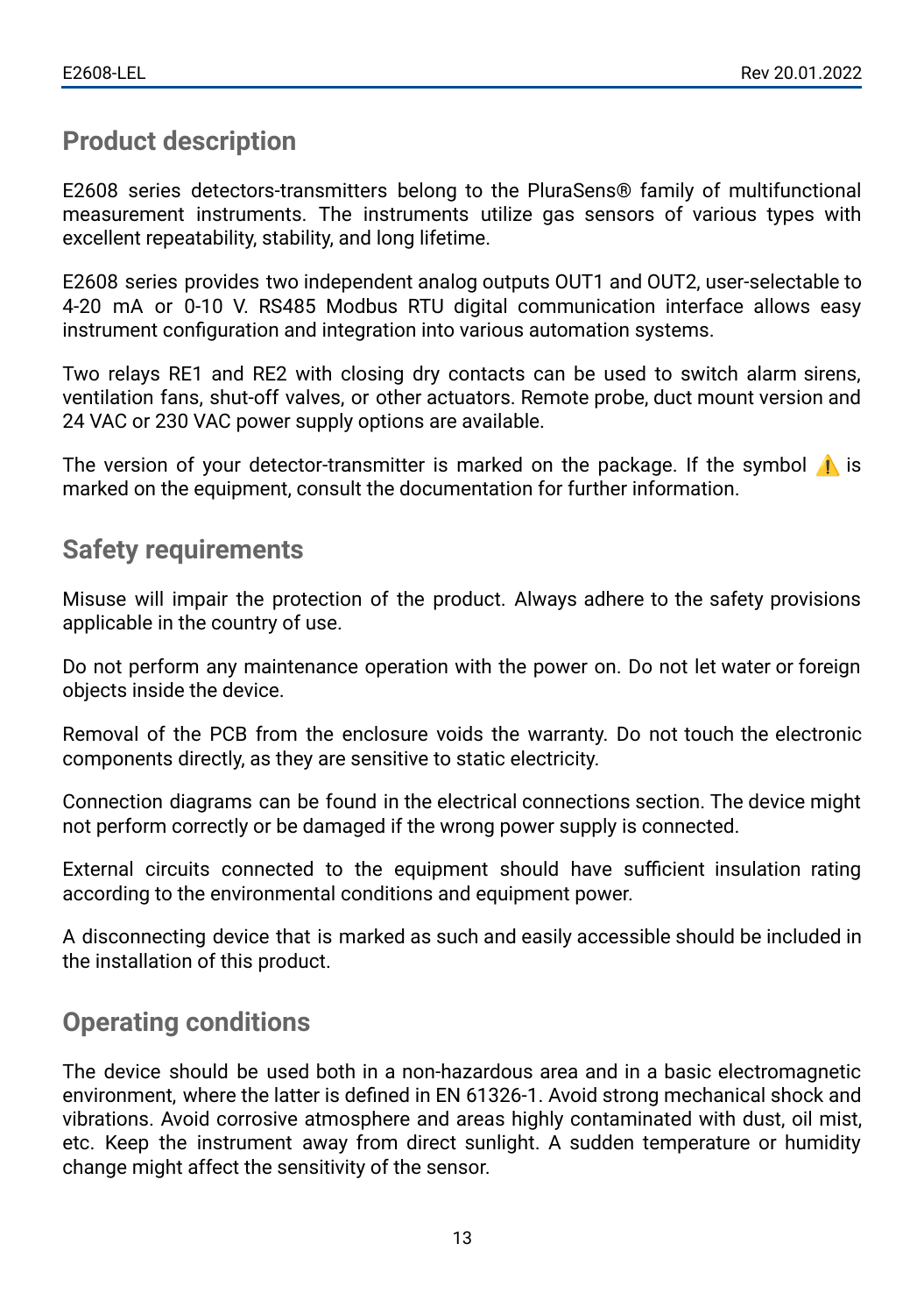## Product description

E2608 series detectors-transmitters belong to the PluraSens® family of multifunctional measurement instruments. The instruments utilize gas sensors of various types with excellent repeatability, stability, and long lifetime.

E2608 series provides two independent analog outputs OUT1 and OUT2, user-selectable to 4-20 mA or 0-10 V. RS485 Modbus RTU digital communication interface allows easy instrument configuration and integration into various automation systems.

Two relays RE1 and RE2 with closing dry contacts can be used to switch alarm sirens, ventilation fans, shut-off valves, or other actuators. Remote probe, duct mount version and 24 VAC or 230 VAC power supply options are available.

The version of your detector-transmitter is marked on the package. If the symbol ⚠️ is marked on the equipment, consult the documentation for further information.

## Safety requirements

Misuse will impair the protection of the product. Always adhere to the safety provisions applicable in the country of use.

Do not perform any maintenance operation with the power on. Do not let water or foreign objects inside the device.

Removal of the PCB from the enclosure voids the warranty. Do not touch the electronic components directly, as they are sensitive to static electricity.

Connection diagrams can be found in the electrical connections section. The device might not perform correctly or be damaged if the wrong power supply is connected.

External circuits connected to the equipment should have sufficient insulation rating according to the environmental conditions and equipment power.

A disconnecting device that is marked as such and easily accessible should be included in the installation of this product.

## Operating conditions

The device should be used both in a non-hazardous area and in a basic electromagnetic environment, where the latter is defined in EN 61326-1. Avoid strong mechanical shock and vibrations. Avoid corrosive atmosphere and areas highly contaminated with dust, oil mist, etc. Keep the instrument away from direct sunlight. A sudden temperature or humidity change might affect the sensitivity of the sensor.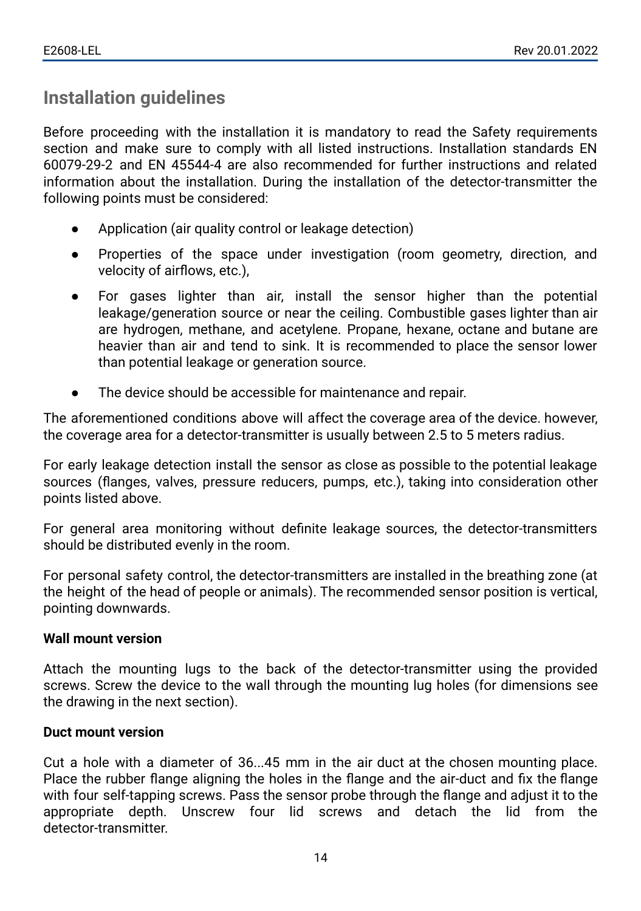## Installation guidelines

Before proceeding with the installation it is mandatory to read the Safety requirements section and make sure to comply with all listed instructions. Installation standards EN 60079-29-2 and EN 45544-4 are also recommended for further instructions and related information about the installation. During the installation of the detector-transmitter the following points must be considered:

- Application (air quality control or leakage detection)
- Properties of the space under investigation (room geometry, direction, and velocity of airflows, etc.),
- For gases lighter than air, install the sensor higher than the potential leakage/generation source or near the ceiling. Combustible gases lighter than air are hydrogen, methane, and acetylene. Propane, hexane, octane and butane are heavier than air and tend to sink. It is recommended to place the sensor lower than potential leakage or generation source.
- The device should be accessible for maintenance and repair.

The aforementioned conditions above will affect the coverage area of the device. however, the coverage area for a detector-transmitter is usually between 2.5 to 5 meters radius.

For early leakage detection install the sensor as close as possible to the potential leakage sources (flanges, valves, pressure reducers, pumps, etc.), taking into consideration other points listed above.

For general area monitoring without definite leakage sources, the detector-transmitters should be distributed evenly in the room.

For personal safety control, the detector-transmitters are installed in the breathing zone (at the height of the head of people or animals). The recommended sensor position is vertical, pointing downwards.

**Wall mount version**

Attach the mounting lugs to the back of the detector-transmitter using the provided screws. Screw the device to the wall through the mounting lug holes (for dimensions see the drawing in the next section).

**Duct mount version**

Cut a hole with a diameter of 36...45 mm in the air duct at the chosen mounting place. Place the rubber flange aligning the holes in the flange and the air-duct and fix the flange with four self-tapping screws. Pass the sensor probe through the flange and adjust it to the appropriate depth. Unscrew four lid screws and detach the lid from the detector-transmitter.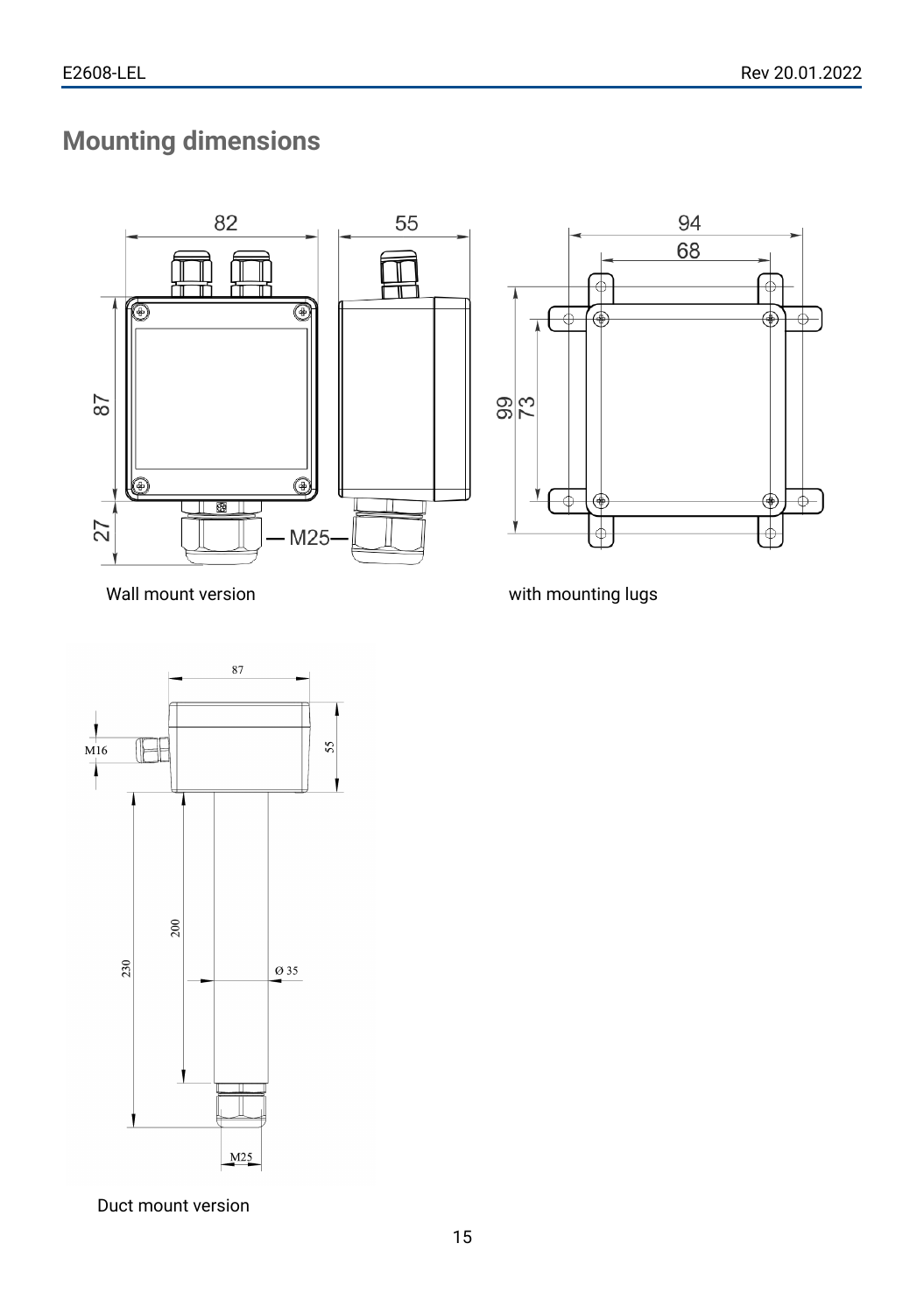# Mounting dimensions

Wall mount version

with mounting lugs

Duct mount version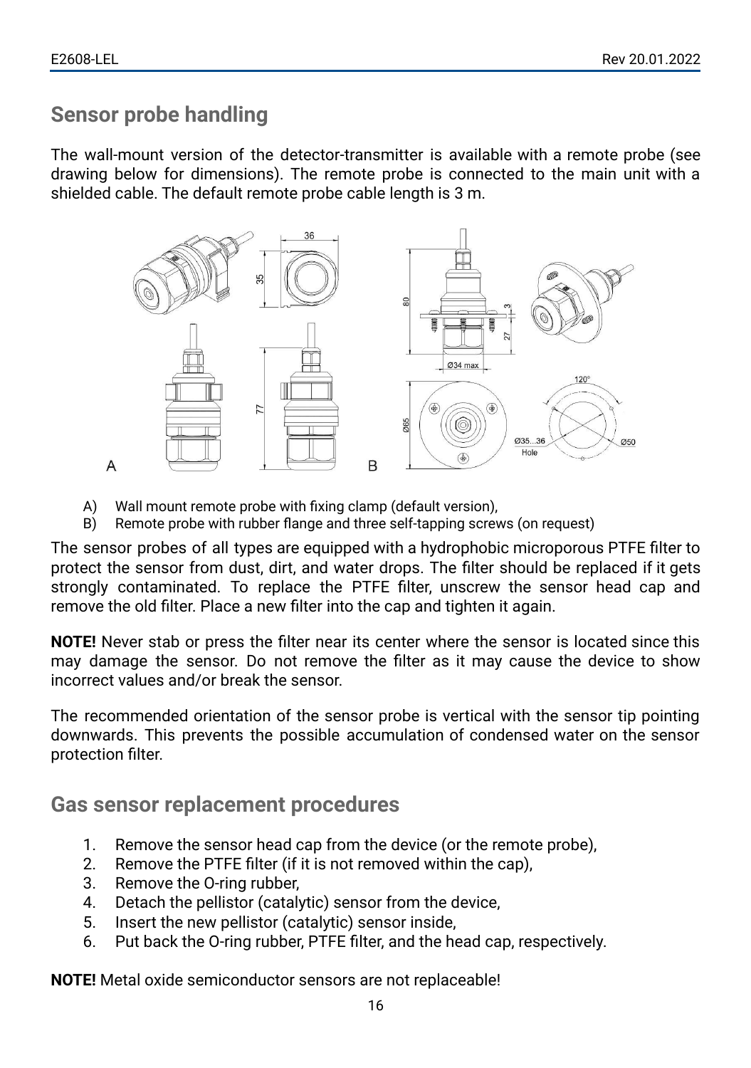## Sensor probe handling

The wall-mount version of the detector-transmitter is available with a remote probe (see drawing below for dimensions). The remote probe is connected to the main unit with a shielded cable. The default remote probe cable length is 3 m.

A) Wall mount remote probe with fixing clamp (default version),
B) Remote probe with rubber flange and three self-tapping screws (on request)

The sensor probes of all types are equipped with a hydrophobic microporous PTFE filter to protect the sensor from dust, dirt, and water drops. The filter should be replaced if it gets strongly contaminated. To replace the PTFE filter, unscrew the sensor head cap and remove the old filter. Place a new filter into the cap and tighten it again.

**NOTE!** Never stab or press the filter near its center where the sensor is located since this may damage the sensor. Do not remove the filter as it may cause the device to show incorrect values and/or break the sensor.

The recommended orientation of the sensor probe is vertical with the sensor tip pointing downwards. This prevents the possible accumulation of condensed water on the sensor protection filter.

## Gas sensor replacement procedures

1. Remove the sensor head cap from the device (or the remote probe),
2. Remove the PTFE filter (if it is not removed within the cap),
3. Remove the O-ring rubber,
4. Detach the pellistor (catalytic) sensor from the device,
5. Insert the new pellistor (catalytic) sensor inside,
6. Put back the O-ring rubber, PTFE filter, and the head cap, respectively.

**NOTE!** Metal oxide semiconductor sensors are not replaceable!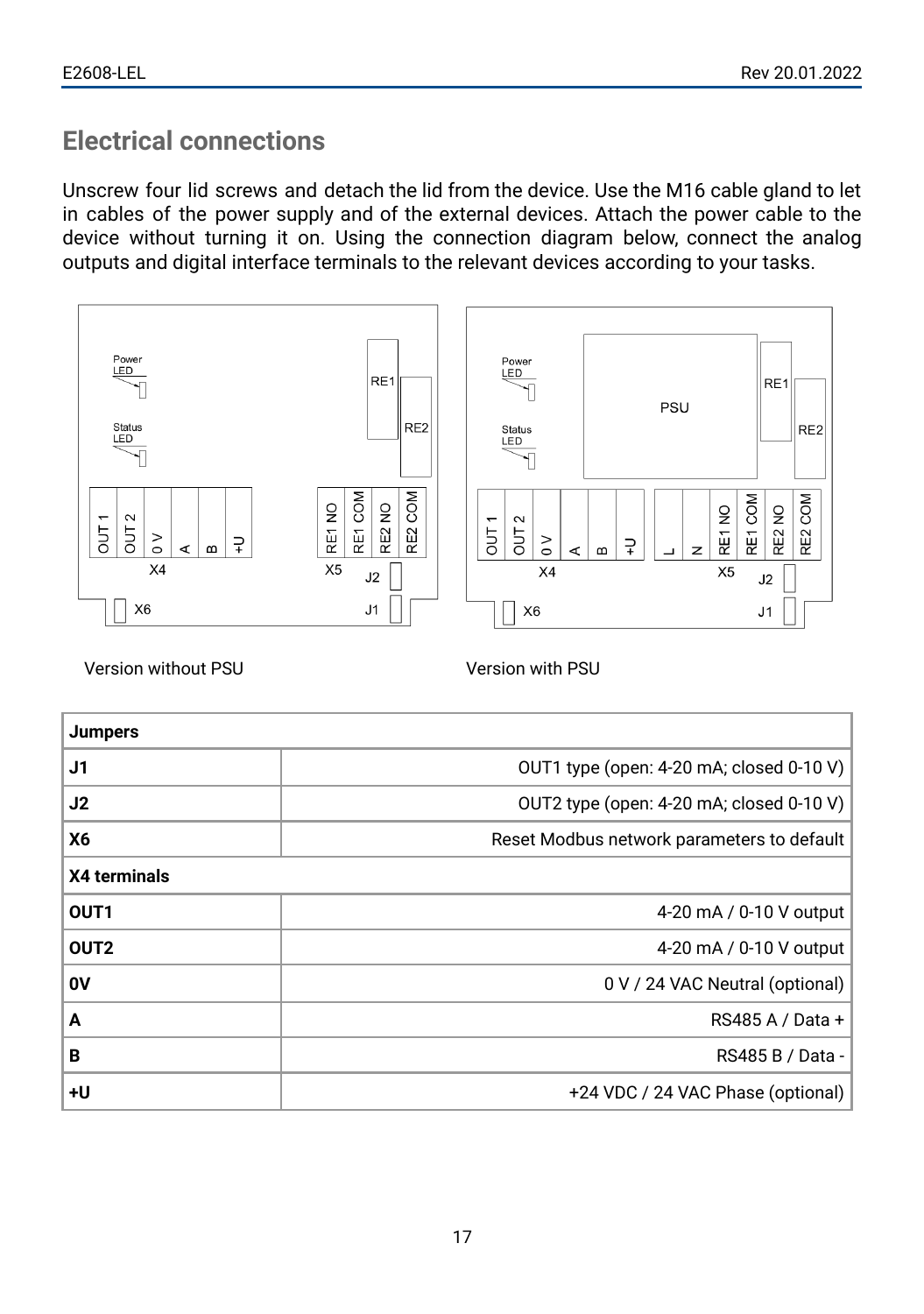## Electrical connections

Unscrew four lid screws and detach the lid from the device. Use the M16 cable gland to let in cables of the power supply and of the external devices. Attach the power cable to the device without turning it on. Using the connection diagram below, connect the analog outputs and digital interface terminals to the relevant devices according to your tasks.

Version without PSU

Version with PSU

| Jumpers | |
|---|---|
| J1 | OUT1 type (open: 4-20 mA; closed 0-10 V) |
| J2 | OUT2 type (open: 4-20 mA; closed 0-10 V) |
| X6 | Reset Modbus network parameters to default |
| **X4 terminals** | |
| OUT1 | 4-20 mA / 0-10 V output |
| OUT2 | 4-20 mA / 0-10 V output |
| 0V | 0 V / 24 VAC Neutral (optional) |
| A | RS485 A / Data + |
| B | RS485 B / Data - |
| +U | +24 VDC / 24 VAC Phase (optional) |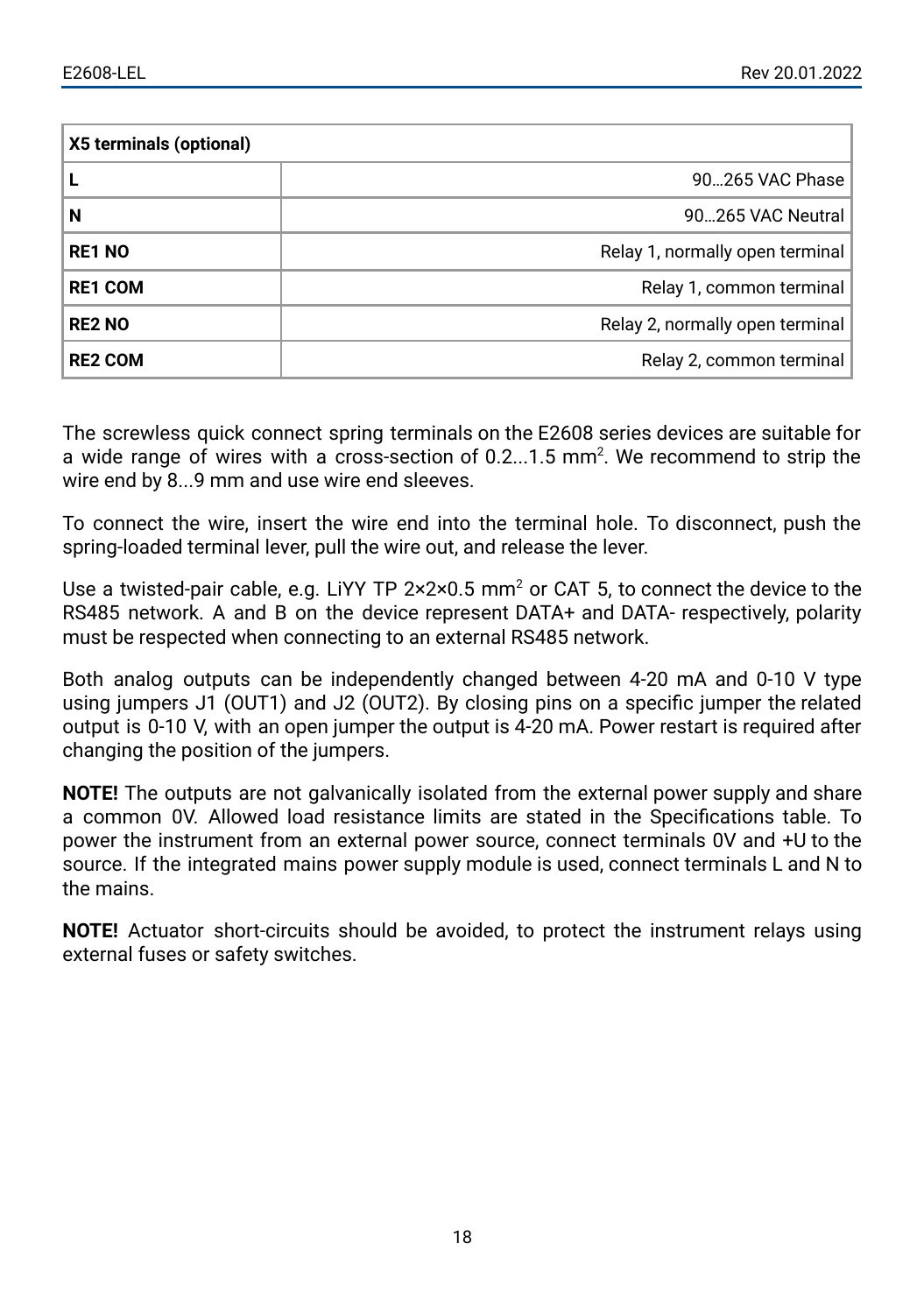| X5 terminals (optional) | |
|---|---|
| **L** | 90…265 VAC Phase |
| **N** | 90…265 VAC Neutral |
| **RE1 NO** | Relay 1, normally open terminal |
| **RE1 COM** | Relay 1, common terminal |
| **RE2 NO** | Relay 2, normally open terminal |
| **RE2 COM** | Relay 2, common terminal |

The screwless quick connect spring terminals on the E2608 series devices are suitable for a wide range of wires with a cross-section of 0.2...1.5 $mm^2$. We recommend to strip the wire end by 8...9 mm and use wire end sleeves.

To connect the wire, insert the wire end into the terminal hole. To disconnect, push the spring-loaded terminal lever, pull the wire out, and release the lever.

Use a twisted-pair cable, e.g. LiYY TP 2×2×0.5 $mm^2$ or CAT 5, to connect the device to the RS485 network. A and B on the device represent DATA+ and DATA- respectively, polarity must be respected when connecting to an external RS485 network.

Both analog outputs can be independently changed between 4-20 mA and 0-10 V type using jumpers J1 (OUT1) and J2 (OUT2). By closing pins on a specific jumper the related output is 0-10 V, with an open jumper the output is 4-20 mA. Power restart is required after changing the position of the jumpers.

**NOTE!** The outputs are not galvanically isolated from the external power supply and share a common 0V. Allowed load resistance limits are stated in the Specifications table. To power the instrument from an external power source, connect terminals 0V and +U to the source. If the integrated mains power supply module is used, connect terminals L and N to the mains.

**NOTE!** Actuator short-circuits should be avoided, to protect the instrument relays using external fuses or safety switches.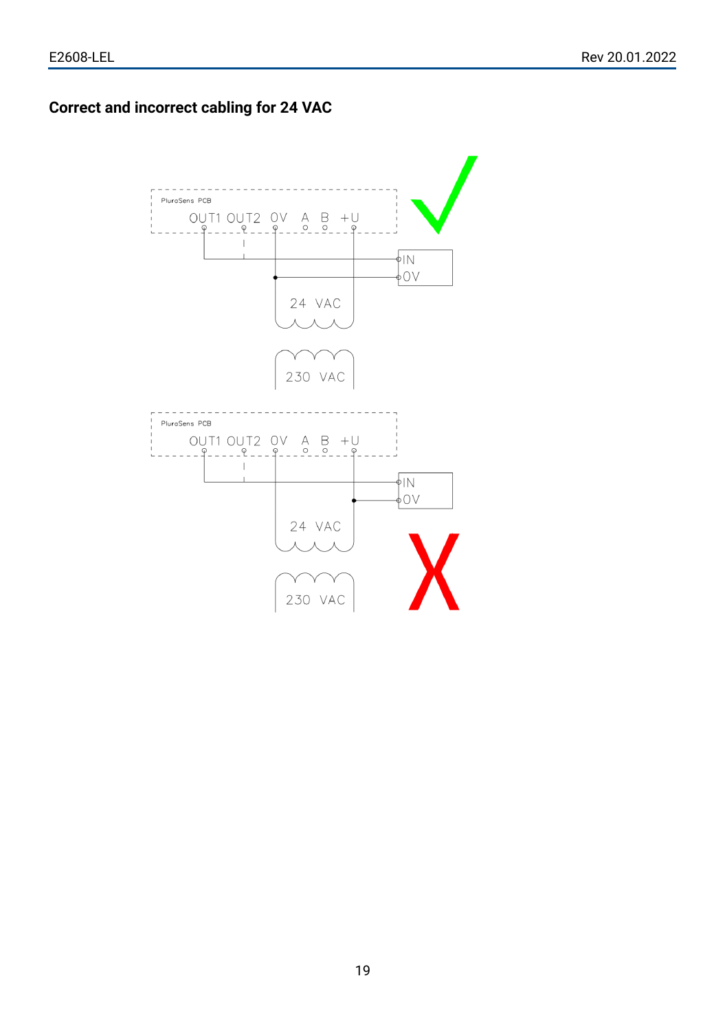## Correct and incorrect cabling for 24 VAC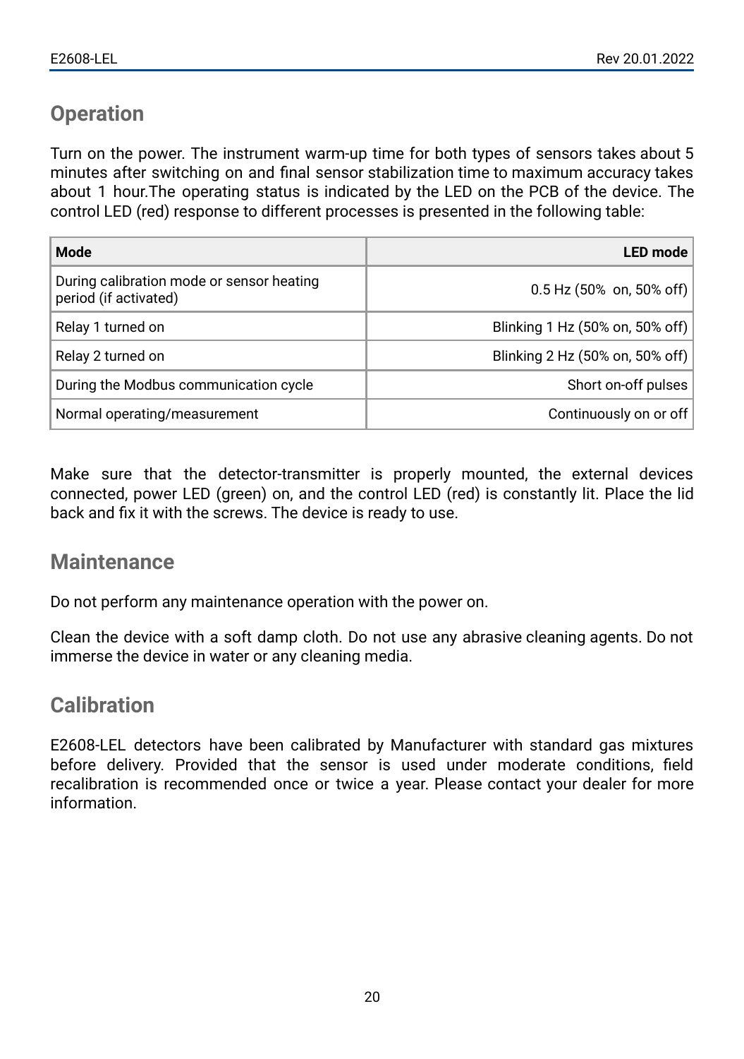## Operation

Turn on the power. The instrument warm-up time for both types of sensors takes about 5 minutes after switching on and final sensor stabilization time to maximum accuracy takes about 1 hour.The operating status is indicated by the LED on the PCB of the device. The control LED (red) response to different processes is presented in the following table:

| Mode | LED mode |
|---|---:|
| During calibration mode or sensor heating period (if activated) | 0.5 Hz (50%  on, 50% off) |
| Relay 1 turned on | Blinking 1 Hz (50% on, 50% off) |
| Relay 2 turned on | Blinking 2 Hz (50% on, 50% off) |
| During the Modbus communication cycle | Short on-off pulses |
| Normal operating/measurement | Continuously on or off |

Make sure that the detector-transmitter is properly mounted, the external devices connected, power LED (green) on, and the control LED (red) is constantly lit. Place the lid back and fix it with the screws. The device is ready to use.

## Maintenance

Do not perform any maintenance operation with the power on.

Clean the device with a soft damp cloth. Do not use any abrasive cleaning agents. Do not immerse the device in water or any cleaning media.

## Calibration

E2608-LEL detectors have been calibrated by Manufacturer with standard gas mixtures before delivery. Provided that the sensor is used under moderate conditions, field recalibration is recommended once or twice a year. Please contact your dealer for more information.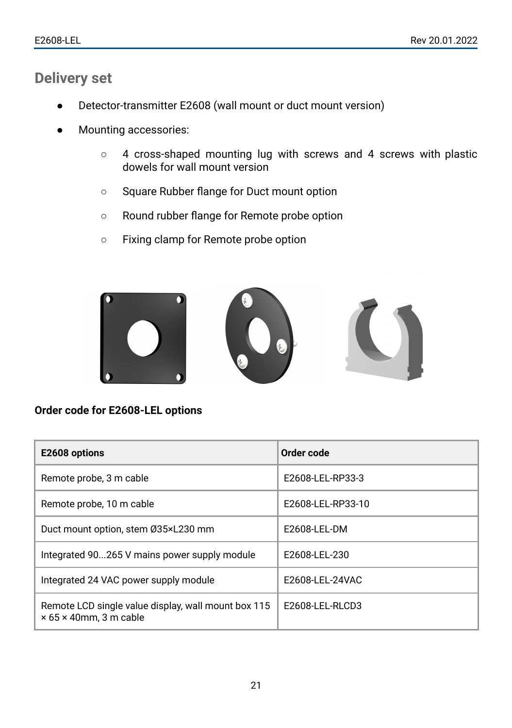## Delivery set

- Detector-transmitter E2608 (wall mount or duct mount version)
- Mounting accessories:
  - 4 cross-shaped mounting lug with screws and 4 screws with plastic dowels for wall mount version
  - Square Rubber flange for Duct mount option
  - Round rubber flange for Remote probe option
  - Fixing clamp for Remote probe option

**Order code for E2608-LEL options**

| E2608 options | Order code |
|---|---|
| Remote probe, 3 m cable | E2608-LEL-RP33-3 |
| Remote probe, 10 m cable | E2608-LEL-RP33-10 |
| Duct mount option, stem Ø35×L230 mm | E2608-LEL-DM |
| Integrated 90...265 V mains power supply module | E2608-LEL-230 |
| Integrated 24 VAC power supply module | E2608-LEL-24VAC |
| Remote LCD single value display, wall mount box 115 × 65 × 40mm, 3 m cable | E2608-LEL-RLCD3 |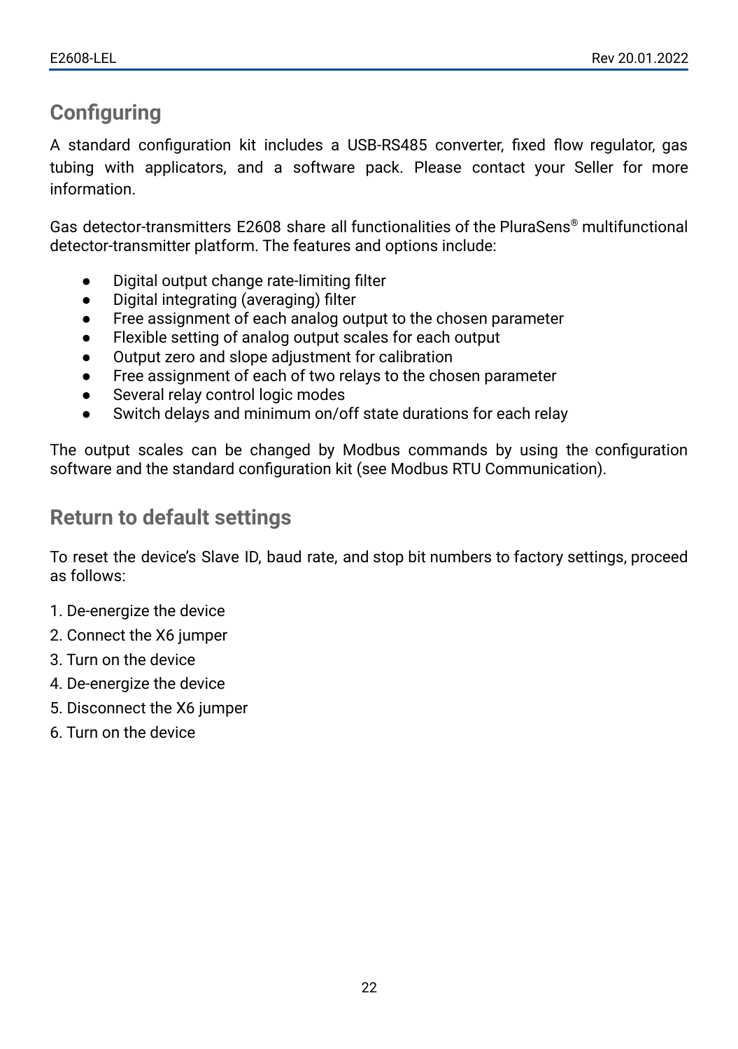## Configuring

A standard configuration kit includes a USB-RS485 converter, fixed flow regulator, gas tubing with applicators, and a software pack. Please contact your Seller for more information.

Gas detector-transmitters E2608 share all functionalities of the PluraSens® multifunctional detector-transmitter platform. The features and options include:

- Digital output change rate-limiting filter
- Digital integrating (averaging) filter
- Free assignment of each analog output to the chosen parameter
- Flexible setting of analog output scales for each output
- Output zero and slope adjustment for calibration
- Free assignment of each of two relays to the chosen parameter
- Several relay control logic modes
- Switch delays and minimum on/off state durations for each relay

The output scales can be changed by Modbus commands by using the configuration software and the standard configuration kit (see Modbus RTU Communication).

## Return to default settings

To reset the device's Slave ID, baud rate, and stop bit numbers to factory settings, proceed as follows:

1. De-energize the device
2. Connect the X6 jumper
3. Turn on the device
4. De-energize the device
5. Disconnect the X6 jumper
6. Turn on the device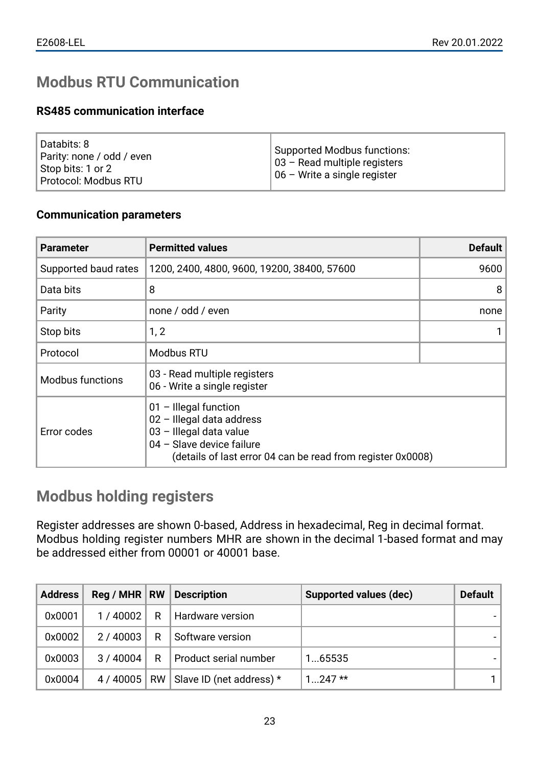# Modbus RTU Communication

### RS485 communication interface

| Databits: 8<br>Parity: none / odd / even<br>Stop bits: 1 or 2<br>Protocol: Modbus RTU | Supported Modbus functions:<br>03 – Read multiple registers<br>06 – Write a single register |
|---|---|

### Communication parameters

| Parameter | Permitted values | Default |
|---|---|---|
| Supported baud rates | 1200, 2400, 4800, 9600, 19200, 38400, 57600 | 9600 |
| Data bits | 8 | 8 |
| Parity | none / odd / even | none |
| Stop bits | 1, 2 | 1 |
| Protocol | Modbus RTU | |
| Modbus functions | 03 - Read multiple registers<br>06 - Write a single register | |
| Error codes | 01 – Illegal function<br>02 – Illegal data address<br>03 – Illegal data value<br>04 – Slave device failure<br>(details of last error 04 can be read from register 0x0008) | |

# Modbus holding registers

Register addresses are shown 0-based, Address in hexadecimal, Reg in decimal format. Modbus holding register numbers MHR are shown in the decimal 1-based format and may be addressed either from 00001 or 40001 base.

| Address | Reg / MHR | RW | Description | Supported values (dec) | Default |
|---|---|---|---|---|---|
| 0x0001 | 1 / 40002 | R | Hardware version | | - |
| 0x0002 | 2 / 40003 | R | Software version | | - |
| 0x0003 | 3 / 40004 | R | Product serial number | 1...65535 | - |
| 0x0004 | 4 / 40005 | RW | Slave ID (net address) * | 1...247 ** | 1 |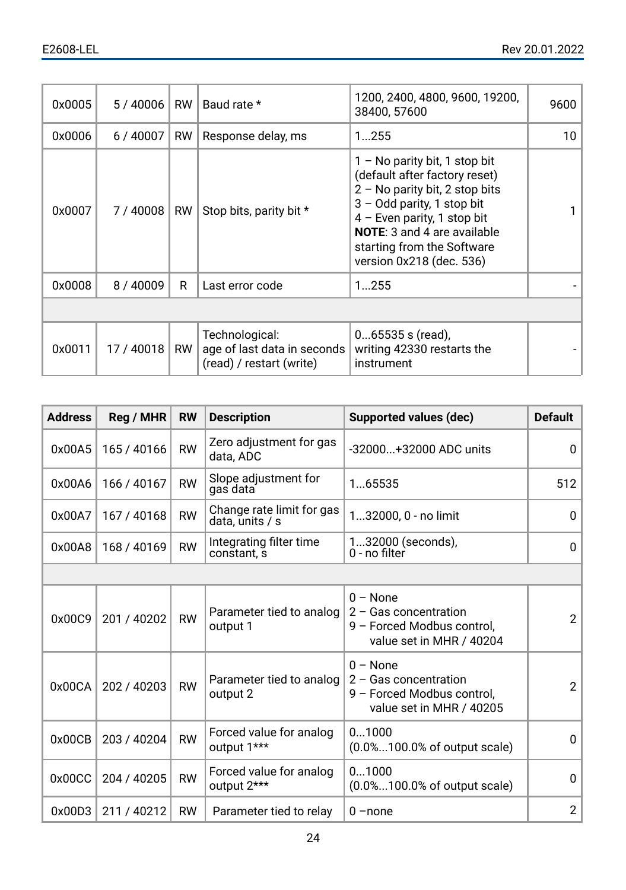| | | | | | |
|---|---|---|---|---|---|
| 0x0005 | 5 / 40006 | RW | Baud rate * | 1200, 2400, 4800, 9600, 19200, 38400, 57600 | 9600 |
| 0x0006 | 6 / 40007 | RW | Response delay, ms | 1...255 | 10 |
| 0x0007 | 7 / 40008 | RW | Stop bits, parity bit * | 1 – No parity bit, 1 stop bit (default after factory reset)<br>2 – No parity bit, 2 stop bits<br>3 – Odd parity, 1 stop bit<br>4 – Even parity, 1 stop bit<br>**NOTE**: 3 and 4 are available starting from the Software version 0x218 (dec. 536) | 1 |
| 0x0008 | 8 / 40009 | R | Last error code | 1...255 | - |
| | | | | | |
| 0x0011 | 17 / 40018 | RW | Technological:<br>age of last data in seconds (read) / restart (write) | 0...65535 s (read),<br>writing 42330 restarts the instrument | - |

| Address | Reg / MHR | RW | Description | Supported values (dec) | Default |
|---|---|---|---|---|---|
| 0x00A5 | 165 / 40166 | RW | Zero adjustment for gas data, ADC | -32000...+32000 ADC units | 0 |
| 0x00A6 | 166 / 40167 | RW | Slope adjustment for gas data | 1...65535 | 512 |
| 0x00A7 | 167 / 40168 | RW | Change rate limit for gas data, units / s | 1...32000, 0 - no limit | 0 |
| 0x00A8 | 168 / 40169 | RW | Integrating filter time constant, s | 1...32000 (seconds),<br>0 - no filter | 0 |
| | | | | | |
| 0x00C9 | 201 / 40202 | RW | Parameter tied to analog output 1 | 0 – None<br>2 – Gas concentration<br>9 – Forced Modbus control, value set in MHR / 40204 | 2 |
| 0x00CA | 202 / 40203 | RW | Parameter tied to analog output 2 | 0 – None<br>2 – Gas concentration<br>9 – Forced Modbus control, value set in MHR / 40205 | 2 |
| 0x00CB | 203 / 40204 | RW | Forced value for analog output 1*** | 0...1000<br>(0.0%...100.0% of output scale) | 0 |
| 0x00CC | 204 / 40205 | RW | Forced value for analog output 2*** | 0...1000<br>(0.0%...100.0% of output scale) | 0 |
| 0x00D3 | 211 / 40212 | RW | Parameter tied to relay | 0 –none | 2 |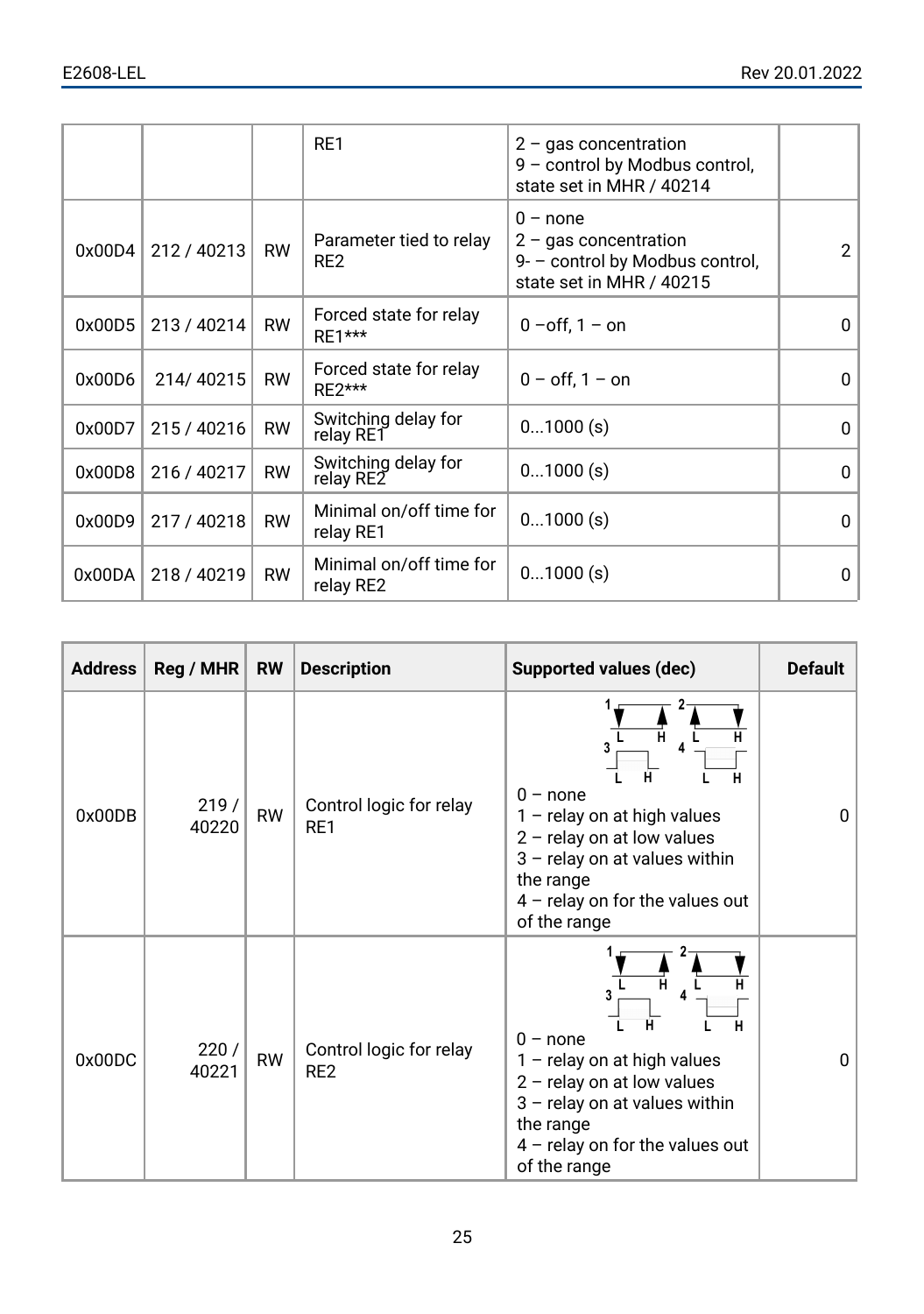| | | | RE1 | 2 – gas concentration<br>9 – control by Modbus control, state set in MHR / 40214 | |
|---|---|---|---|---|---|
| 0x00D4 | 212 / 40213 | RW | Parameter tied to relay RE2 | 0 – none<br>2 – gas concentration<br>9- – control by Modbus control, state set in MHR / 40215 | 2 |
| 0x00D5 | 213 / 40214 | RW | Forced state for relay RE1*** | 0 –off, 1 – on | 0 |
| 0x00D6 | 214/ 40215 | RW | Forced state for relay RE2*** | 0 – off, 1 – on | 0 |
| 0x00D7 | 215 / 40216 | RW | Switching delay for relay RE1 | 0...1000 (s) | 0 |
| 0x00D8 | 216 / 40217 | RW | Switching delay for relay RE2 | 0...1000 (s) | 0 |
| 0x00D9 | 217 / 40218 | RW | Minimal on/off time for relay RE1 | 0...1000 (s) | 0 |
| 0x00DA | 218 / 40219 | RW | Minimal on/off time for relay RE2 | 0...1000 (s) | 0 |

| Address | Reg / MHR | RW | Description | Supported values (dec) | Default |
|---|---|---|---|---|---|
| 0x00DB | 219 / 40220 | RW | Control logic for relay RE1 | 0 – none<br>1 – relay on at high values<br>2 – relay on at low values<br>3 – relay on at values within the range<br>4 – relay on for the values out of the range | 0 |
| 0x00DC | 220 / 40221 | RW | Control logic for relay RE2 | 0 – none<br>1 – relay on at high values<br>2 – relay on at low values<br>3 – relay on at values within the range<br>4 – relay on for the values out of the range | 0 |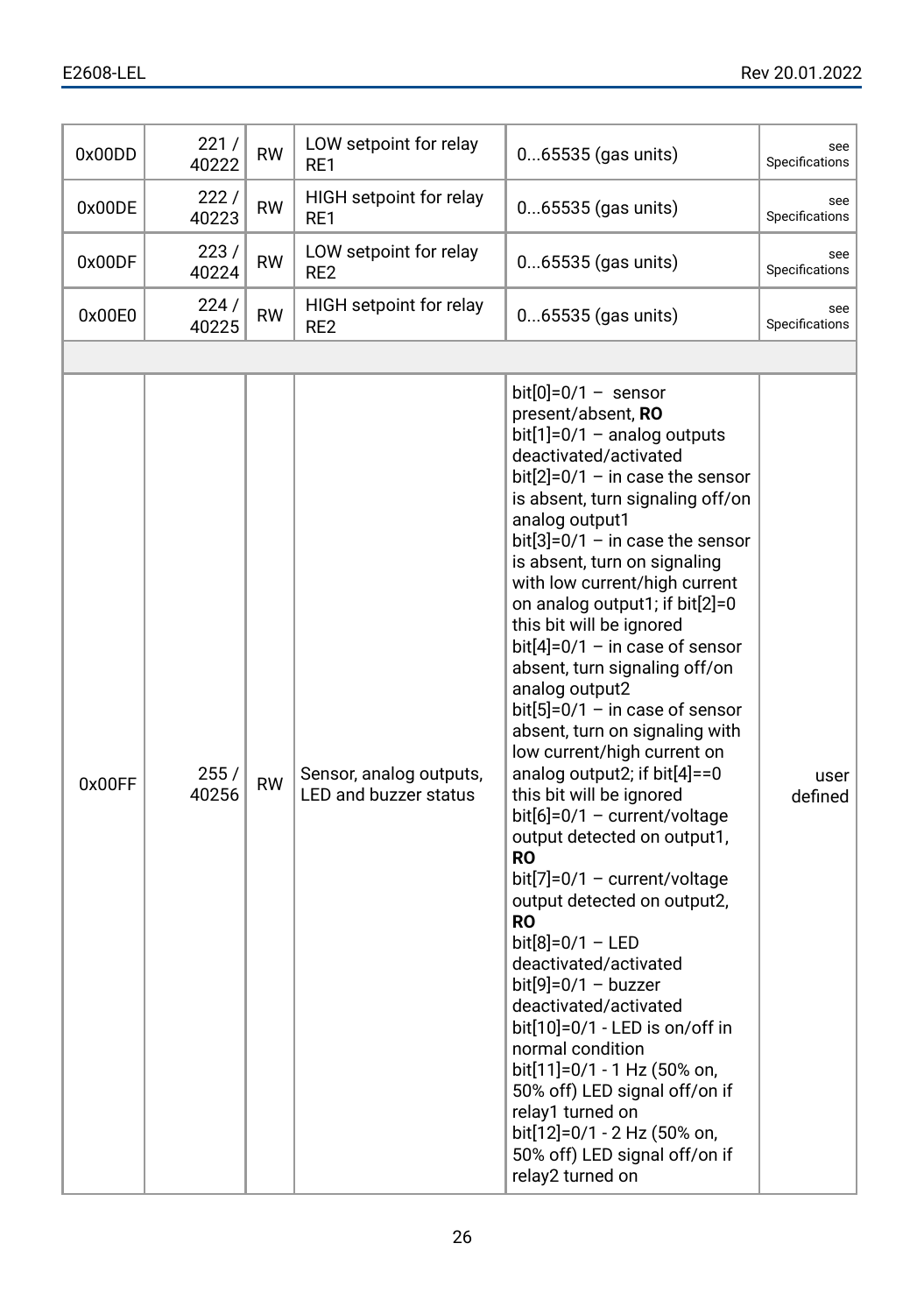| | | | | | |
|---|---|---|---|---|---|
| 0x00DD | 221 / 40222 | RW | LOW setpoint for relay RE1 | 0...65535 (gas units) | see Specifications |
| 0x00DE | 222 / 40223 | RW | HIGH setpoint for relay RE1 | 0...65535 (gas units) | see Specifications |
| 0x00DF | 223 / 40224 | RW | LOW setpoint for relay RE2 | 0...65535 (gas units) | see Specifications |
| 0x00E0 | 224 / 40225 | RW | HIGH setpoint for relay RE2 | 0...65535 (gas units) | see Specifications |
| | | | | | |
| 0x00FF | 255 / 40256 | RW | Sensor, analog outputs, LED and buzzer status | bit[0]=0/1 – sensor present/absent, **RO**<br>bit[1]=0/1 – analog outputs deactivated/activated<br>bit[2]=0/1 – in case the sensor is absent, turn signaling off/on analog output1<br>bit[3]=0/1 – in case the sensor is absent, turn on signaling with low current/high current on analog output1; if bit[2]=0 this bit will be ignored<br>bit[4]=0/1 – in case of sensor absent, turn signaling off/on analog output2<br>bit[5]=0/1 – in case of sensor absent, turn on signaling with low current/high current on analog output2; if bit[4]==0 this bit will be ignored<br>bit[6]=0/1 – current/voltage output detected on output1, **RO**<br>bit[7]=0/1 – current/voltage output detected on output2, **RO**<br>bit[8]=0/1 – LED deactivated/activated<br>bit[9]=0/1 – buzzer deactivated/activated<br>bit[10]=0/1 - LED is on/off in normal condition<br>bit[11]=0/1 - 1 Hz (50% on, 50% off) LED signal off/on if relay1 turned on<br>bit[12]=0/1 - 2 Hz (50% on, 50% off) LED signal off/on if relay2 turned on | user defined |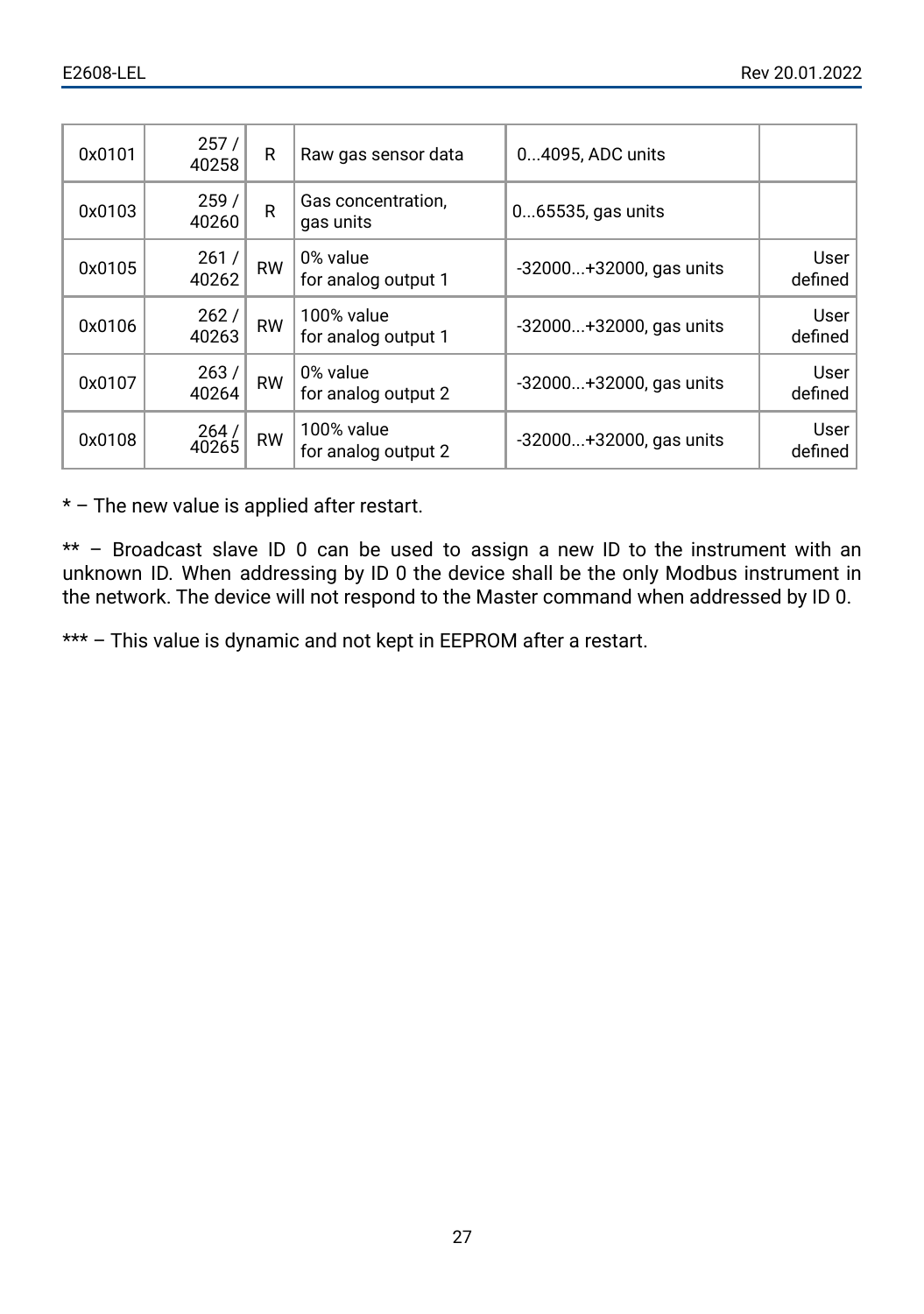| 0x0101 | 257 / 40258 | R | Raw gas sensor data | 0...4095, ADC units | |
|---|---|---|---|---|---|
| 0x0103 | 259 / 40260 | R | Gas concentration, gas units | 0...65535, gas units | |
| 0x0105 | 261 / 40262 | RW | 0% value for analog output 1 | -32000...+32000, gas units | User defined |
| 0x0106 | 262 / 40263 | RW | 100% value for analog output 1 | -32000...+32000, gas units | User defined |
| 0x0107 | 263 / 40264 | RW | 0% value for analog output 2 | -32000...+32000, gas units | User defined |
| 0x0108 | 264 / 40265 | RW | 100% value for analog output 2 | -32000...+32000, gas units | User defined |

* – The new value is applied after restart.

** – Broadcast slave ID 0 can be used to assign a new ID to the instrument with an unknown ID. When addressing by ID 0 the device shall be the only Modbus instrument in the network. The device will not respond to the Master command when addressed by ID 0.

*** – This value is dynamic and not kept in EEPROM after a restart.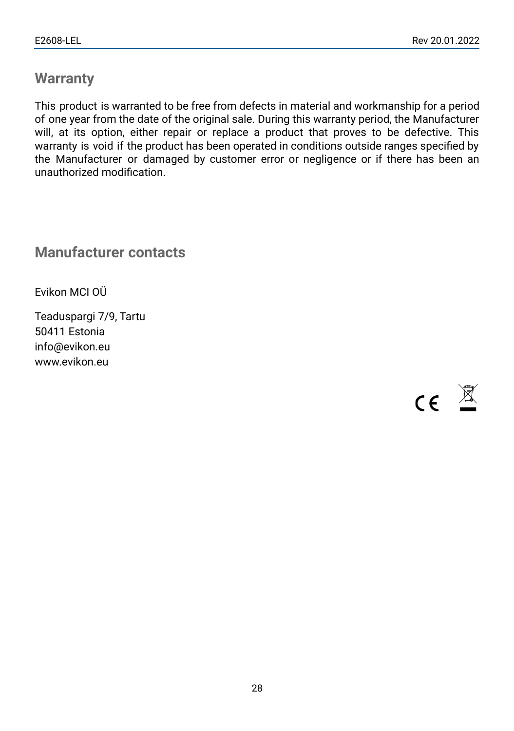## Warranty

This product is warranted to be free from defects in material and workmanship for a period of one year from the date of the original sale. During this warranty period, the Manufacturer will, at its option, either repair or replace a product that proves to be defective. This warranty is void if the product has been operated in conditions outside ranges specified by the Manufacturer or damaged by customer error or negligence or if there has been an unauthorized modification.

## Manufacturer contacts

Evikon MCI OÜ

Teaduspargi 7/9, Tartu
50411 Estonia
info@evikon.eu
www.evikon.eu